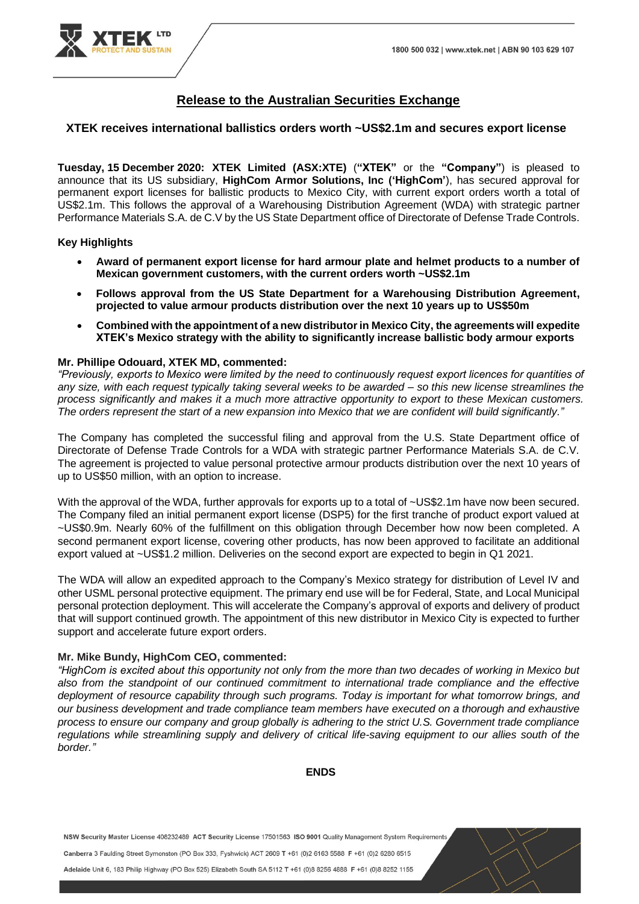# Release to the Australian Securities Exchange

## XTEK receives international ballistics orders worth ~US$2.1m and secures export license

**Tuesday, 15 December 2020: XTEK Limited (ASX:XTE)** (**"XTEK"** or the **"Company"**) is pleased to announce that its US subsidiary, **HighCom Armor Solutions, Inc ('HighCom'**), has secured approval for permanent export licenses for ballistic products to Mexico City, with current export orders worth a total of US$2.1m. This follows the approval of a Warehousing Distribution Agreement (WDA) with strategic partner Performance Materials S.A. de C.V by the US State Department office of Directorate of Defense Trade Controls.

**Key Highlights**

- **Award of permanent export license for hard armour plate and helmet products to a number of Mexican government customers, with the current orders worth ~US$2.1m**
- **Follows approval from the US State Department for a Warehousing Distribution Agreement, projected to value armour products distribution over the next 10 years up to US$50m**
- **Combined with the appointment of a new distributor in Mexico City, the agreements will expedite XTEK's Mexico strategy with the ability to significantly increase ballistic body armour exports**

**Mr. Phillipe Odouard, XTEK MD, commented:**

*"Previously, exports to Mexico were limited by the need to continuously request export licences for quantities of any size, with each request typically taking several weeks to be awarded – so this new license streamlines the process significantly and makes it a much more attractive opportunity to export to these Mexican customers. The orders represent the start of a new expansion into Mexico that we are confident will build significantly."*

The Company has completed the successful filing and approval from the U.S. State Department office of Directorate of Defense Trade Controls for a WDA with strategic partner Performance Materials S.A. de C.V. The agreement is projected to value personal protective armour products distribution over the next 10 years of up to US$50 million, with an option to increase.

With the approval of the WDA, further approvals for exports up to a total of ~US$2.1m have now been secured. The Company filed an initial permanent export license (DSP5) for the first tranche of product export valued at ~US$0.9m. Nearly 60% of the fulfillment on this obligation through December how now been completed. A second permanent export license, covering other products, has now been approved to facilitate an additional export valued at ~US$1.2 million. Deliveries on the second export are expected to begin in Q1 2021.

The WDA will allow an expedited approach to the Company's Mexico strategy for distribution of Level IV and other USML personal protective equipment. The primary end use will be for Federal, State, and Local Municipal personal protection deployment. This will accelerate the Company's approval of exports and delivery of product that will support continued growth. The appointment of this new distributor in Mexico City is expected to further support and accelerate future export orders.

**Mr. Mike Bundy, HighCom CEO, commented:**

*"HighCom is excited about this opportunity not only from the more than two decades of working in Mexico but also from the standpoint of our continued commitment to international trade compliance and the effective deployment of resource capability through such programs. Today is important for what tomorrow brings, and our business development and trade compliance team members have executed on a thorough and exhaustive process to ensure our company and group globally is adhering to the strict U.S. Government trade compliance regulations while streamlining supply and delivery of critical life-saving equipment to our allies south of the border."*

**ENDS**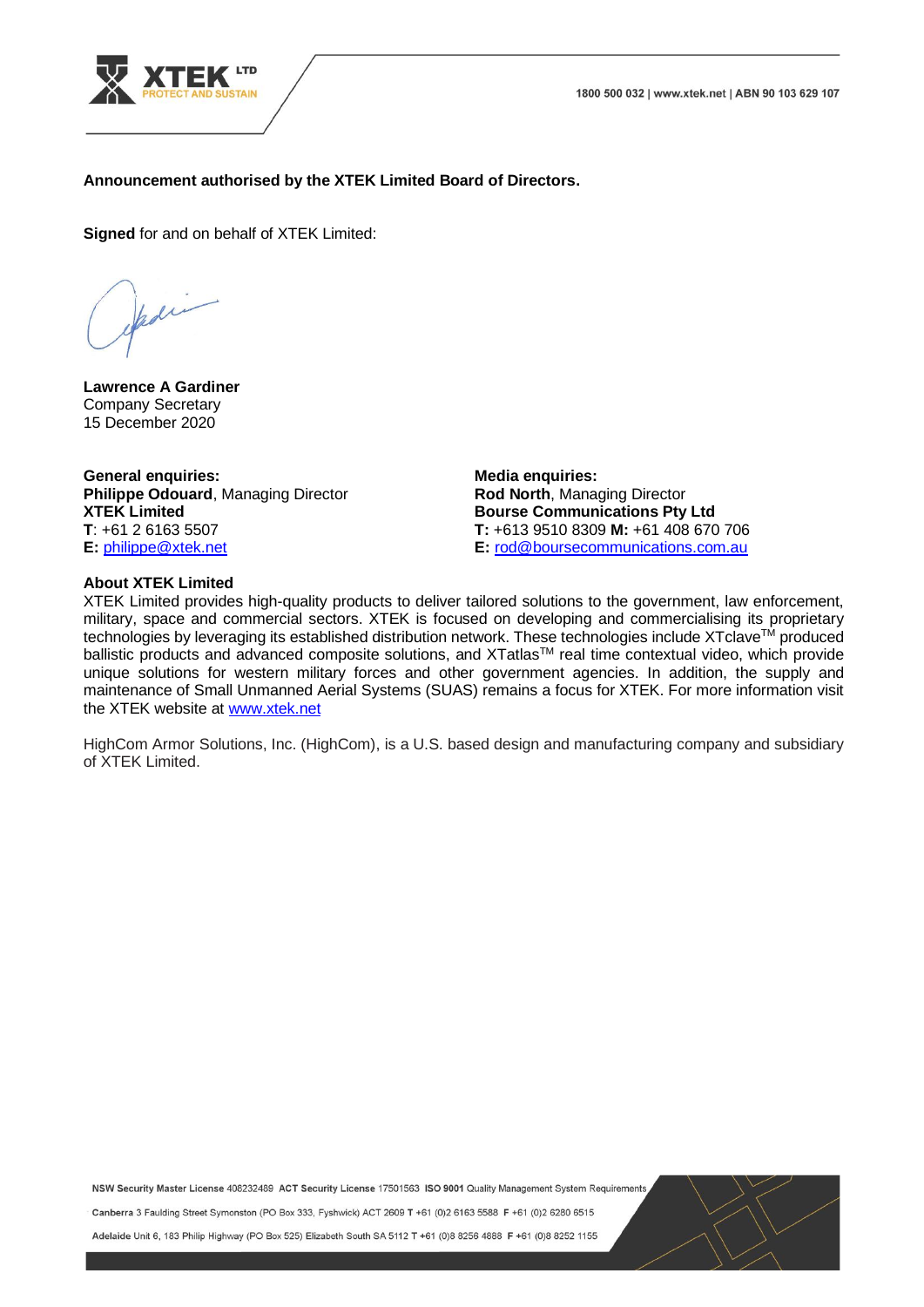**Announcement authorised by the XTEK Limited Board of Directors.**

**Signed** for and on behalf of XTEK Limited:

**Lawrence A Gardiner**
Company Secretary
15 December 2020

**General enquiries:**
**Philippe Odouard**, Managing Director
**XTEK Limited**
**T**: +61 2 6163 5507
**E:** philippe@xtek.net

**Media enquiries:**
**Rod North**, Managing Director
**Bourse Communications Pty Ltd**
**T:** +613 9510 8309 **M:** +61 408 670 706
**E:** rod@boursecommunications.com.au

**About XTEK Limited**
XTEK Limited provides high-quality products to deliver tailored solutions to the government, law enforcement, military, space and commercial sectors. XTEK is focused on developing and commercialising its proprietary technologies by leveraging its established distribution network. These technologies include XTclave™ produced ballistic products and advanced composite solutions, and XTatlas™ real time contextual video, which provide unique solutions for western military forces and other government agencies. In addition, the supply and maintenance of Small Unmanned Aerial Systems (SUAS) remains a focus for XTEK. For more information visit the XTEK website at www.xtek.net

HighCom Armor Solutions, Inc. (HighCom), is a U.S. based design and manufacturing company and subsidiary of XTEK Limited.